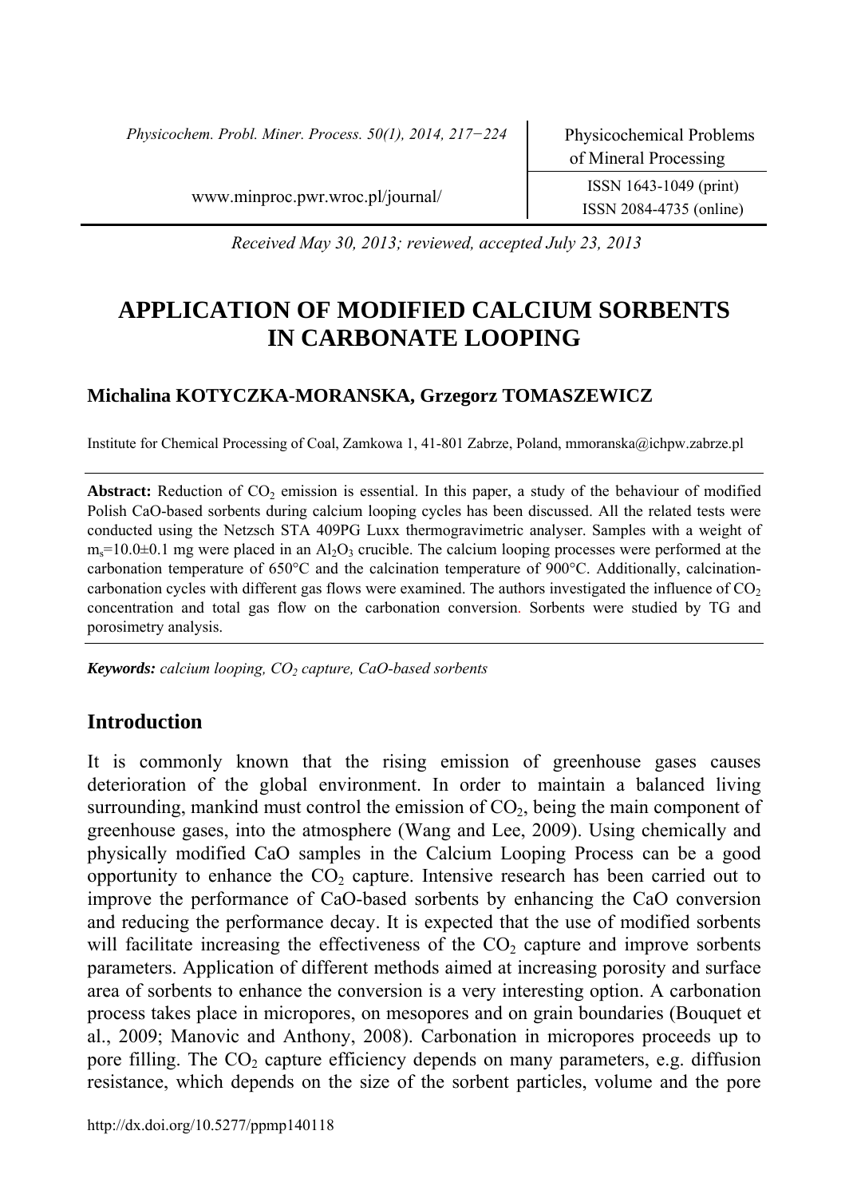Received May 30, 2013; reviewed, accepted July 23, 2013

# APPLICATION OF MODIFIED CALCIUM SORBENTS IN CARBONATE LOOPING

**Michalina KOTYCZKA-MORANSKA, Grzegorz TOMASZEWICZ**

Institute for Chemical Processing of Coal, Zamkowa 1, 41-801 Zabrze, Poland, mmoranska@ichpw.zabrze.pl

**Abstract:** Reduction of $CO_2$ emission is essential. In this paper, a study of the behaviour of modified Polish CaO-based sorbents during calcium looping cycles has been discussed. All the related tests were conducted using the Netzsch STA 409PG Luxx thermogravimetric analyser. Samples with a weight of $m_s$=10.0±0.1 mg were placed in an $Al_2O_3$ crucible. The calcium looping processes were performed at the carbonation temperature of 650°C and the calcination temperature of 900°C. Additionally, calcination-carbonation cycles with different gas flows were examined. The authors investigated the influence of $CO_2$ concentration and total gas flow on the carbonation conversion. Sorbents were studied by TG and porosimetry analysis.

***Keywords:*** *calcium looping, $CO_2$ capture, CaO-based sorbents*

## Introduction

It is commonly known that the rising emission of greenhouse gases causes deterioration of the global environment. In order to maintain a balanced living surrounding, mankind must control the emission of $CO_2$, being the main component of greenhouse gases, into the atmosphere (Wang and Lee, 2009). Using chemically and physically modified CaO samples in the Calcium Looping Process can be a good opportunity to enhance the $CO_2$ capture. Intensive research has been carried out to improve the performance of CaO-based sorbents by enhancing the CaO conversion and reducing the performance decay. It is expected that the use of modified sorbents will facilitate increasing the effectiveness of the $CO_2$ capture and improve sorbents parameters. Application of different methods aimed at increasing porosity and surface area of sorbents to enhance the conversion is a very interesting option. A carbonation process takes place in micropores, on mesopores and on grain boundaries (Bouquet et al., 2009; Manovic and Anthony, 2008). Carbonation in micropores proceeds up to pore filling. The $CO_2$ capture efficiency depends on many parameters, e.g. diffusion resistance, which depends on the size of the sorbent particles, volume and the pore

http://dx.doi.org/10.5277/ppmp140118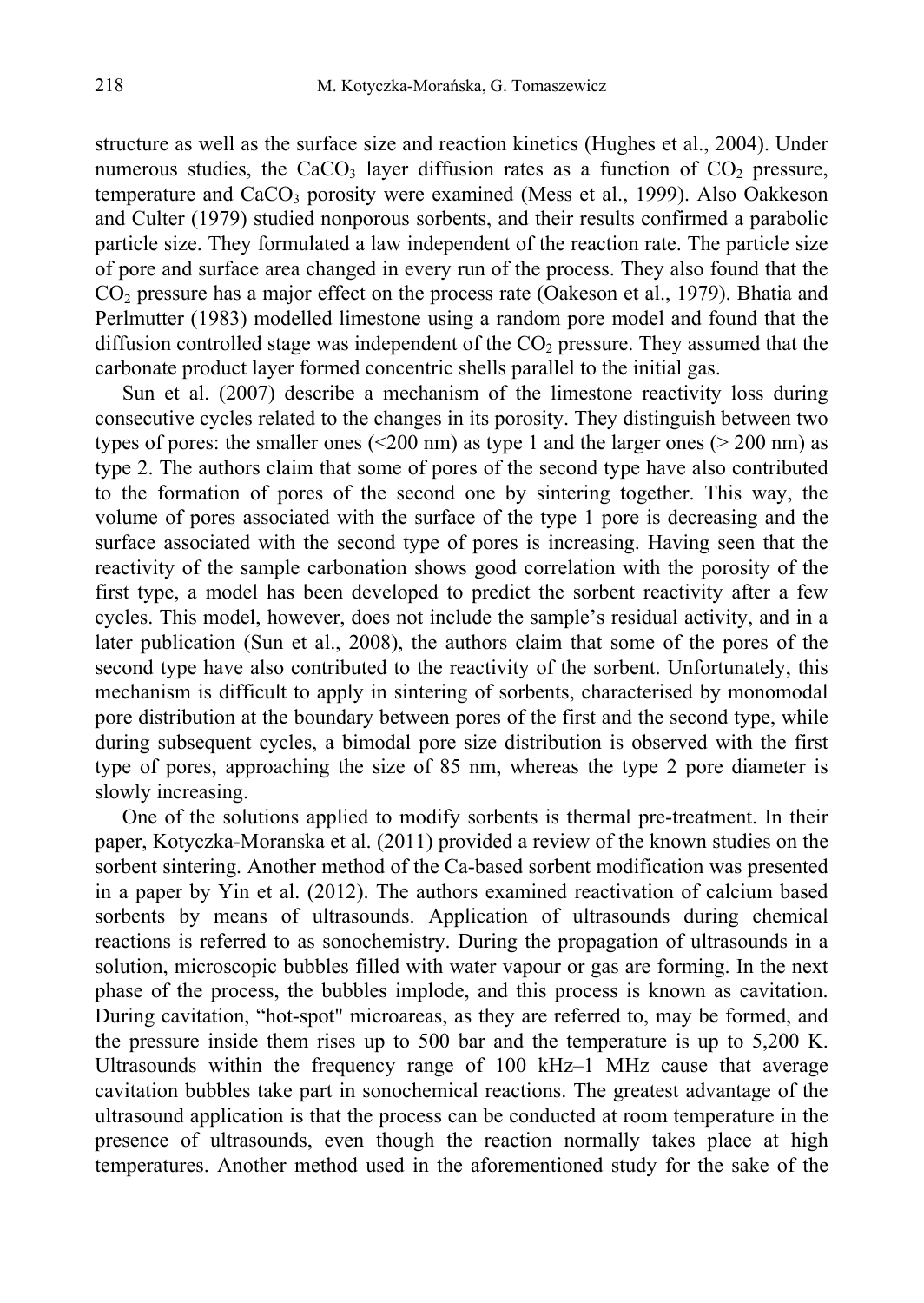structure as well as the surface size and reaction kinetics (Hughes et al., 2004). Under numerous studies, the $CaCO_3$ layer diffusion rates as a function of $CO_2$ pressure, temperature and $CaCO_3$ porosity were examined (Mess et al., 1999). Also Oakkeson and Culter (1979) studied nonporous sorbents, and their results confirmed a parabolic particle size. They formulated a law independent of the reaction rate. The particle size of pore and surface area changed in every run of the process. They also found that the $CO_2$ pressure has a major effect on the process rate (Oakeson et al., 1979). Bhatia and Perlmutter (1983) modelled limestone using a random pore model and found that the diffusion controlled stage was independent of the $CO_2$ pressure. They assumed that the carbonate product layer formed concentric shells parallel to the initial gas.

Sun et al. (2007) describe a mechanism of the limestone reactivity loss during consecutive cycles related to the changes in its porosity. They distinguish between two types of pores: the smaller ones (<200 nm) as type 1 and the larger ones (> 200 nm) as type 2. The authors claim that some of pores of the second type have also contributed to the formation of pores of the second one by sintering together. This way, the volume of pores associated with the surface of the type 1 pore is decreasing and the surface associated with the second type of pores is increasing. Having seen that the reactivity of the sample carbonation shows good correlation with the porosity of the first type, a model has been developed to predict the sorbent reactivity after a few cycles. This model, however, does not include the sample's residual activity, and in a later publication (Sun et al., 2008), the authors claim that some of the pores of the second type have also contributed to the reactivity of the sorbent. Unfortunately, this mechanism is difficult to apply in sintering of sorbents, characterised by monomodal pore distribution at the boundary between pores of the first and the second type, while during subsequent cycles, a bimodal pore size distribution is observed with the first type of pores, approaching the size of 85 nm, whereas the type 2 pore diameter is slowly increasing.

One of the solutions applied to modify sorbents is thermal pre-treatment. In their paper, Kotyczka-Moranska et al. (2011) provided a review of the known studies on the sorbent sintering. Another method of the Ca-based sorbent modification was presented in a paper by Yin et al. (2012). The authors examined reactivation of calcium based sorbents by means of ultrasounds. Application of ultrasounds during chemical reactions is referred to as sonochemistry. During the propagation of ultrasounds in a solution, microscopic bubbles filled with water vapour or gas are forming. In the next phase of the process, the bubbles implode, and this process is known as cavitation. During cavitation, "hot-spot" microareas, as they are referred to, may be formed, and the pressure inside them rises up to 500 bar and the temperature is up to 5,200 K. Ultrasounds within the frequency range of 100 kHz–1 MHz cause that average cavitation bubbles take part in sonochemical reactions. The greatest advantage of the ultrasound application is that the process can be conducted at room temperature in the presence of ultrasounds, even though the reaction normally takes place at high temperatures. Another method used in the aforementioned study for the sake of the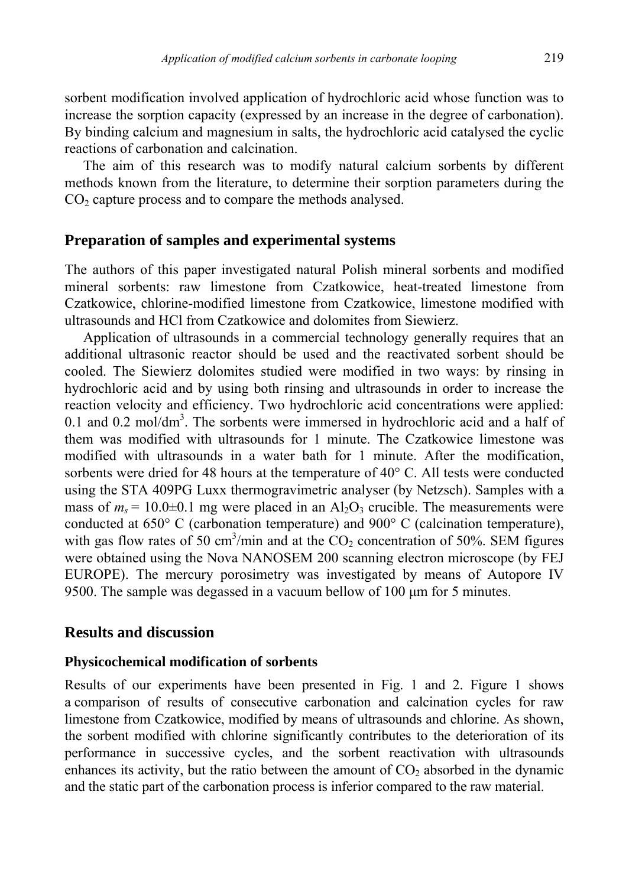sorbent modification involved application of hydrochloric acid whose function was to increase the sorption capacity (expressed by an increase in the degree of carbonation). By binding calcium and magnesium in salts, the hydrochloric acid catalysed the cyclic reactions of carbonation and calcination.

The aim of this research was to modify natural calcium sorbents by different methods known from the literature, to determine their sorption parameters during the $CO_2$ capture process and to compare the methods analysed.

## Preparation of samples and experimental systems

The authors of this paper investigated natural Polish mineral sorbents and modified mineral sorbents: raw limestone from Czatkowice, heat-treated limestone from Czatkowice, chlorine-modified limestone from Czatkowice, limestone modified with ultrasounds and HCl from Czatkowice and dolomites from Siewierz.

Application of ultrasounds in a commercial technology generally requires that an additional ultrasonic reactor should be used and the reactivated sorbent should be cooled. The Siewierz dolomites studied were modified in two ways: by rinsing in hydrochloric acid and by using both rinsing and ultrasounds in order to increase the reaction velocity and efficiency. Two hydrochloric acid concentrations were applied: 0.1 and 0.2 mol/dm$^3$. The sorbents were immersed in hydrochloric acid and a half of them was modified with ultrasounds for 1 minute. The Czatkowice limestone was modified with ultrasounds in a water bath for 1 minute. After the modification, sorbents were dried for 48 hours at the temperature of 40° C. All tests were conducted using the STA 409PG Luxx thermogravimetric analyser (by Netzsch). Samples with a mass of $m_s$ = 10.0±0.1 mg were placed in an $Al_2O_3$ crucible. The measurements were conducted at 650° C (carbonation temperature) and 900° C (calcination temperature), with gas flow rates of 50 cm$^3$/min and at the $CO_2$ concentration of 50%. SEM figures were obtained using the Nova NANOSEM 200 scanning electron microscope (by FEJ EUROPE). The mercury porosimetry was investigated by means of Autopore IV 9500. The sample was degassed in a vacuum bellow of 100 μm for 5 minutes.

## Results and discussion

### Physicochemical modification of sorbents

Results of our experiments have been presented in Fig. 1 and 2. Figure 1 shows a comparison of results of consecutive carbonation and calcination cycles for raw limestone from Czatkowice, modified by means of ultrasounds and chlorine. As shown, the sorbent modified with chlorine significantly contributes to the deterioration of its performance in successive cycles, and the sorbent reactivation with ultrasounds enhances its activity, but the ratio between the amount of $CO_2$ absorbed in the dynamic and the static part of the carbonation process is inferior compared to the raw material.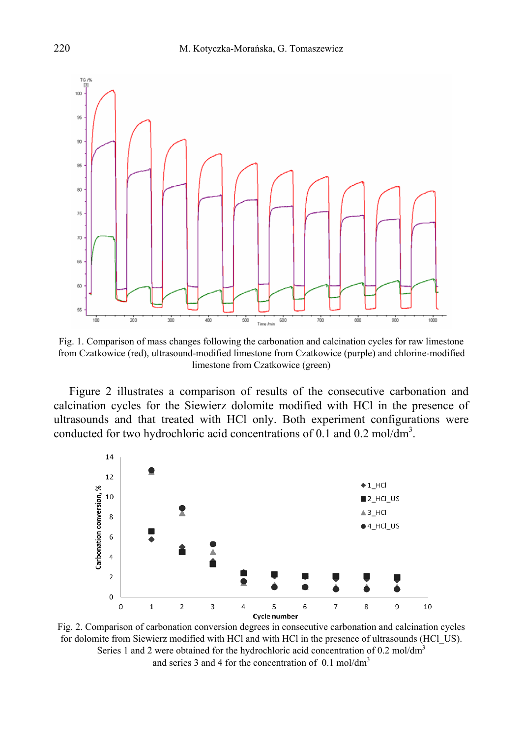Fig. 1. Comparison of mass changes following the carbonation and calcination cycles for raw limestone from Czatkowice (red), ultrasound-modified limestone from Czatkowice (purple) and chlorine-modified limestone from Czatkowice (green)

Figure 2 illustrates a comparison of results of the consecutive carbonation and calcination cycles for the Siewierz dolomite modified with HCl in the presence of ultrasounds and that treated with HCl only. Both experiment configurations were conducted for two hydrochloric acid concentrations of 0.1 and 0.2 mol/dm$^3$.

Fig. 2. Comparison of carbonation conversion degrees in consecutive carbonation and calcination cycles for dolomite from Siewierz modified with HCl and with HCl in the presence of ultrasounds (HCl_US). Series 1 and 2 were obtained for the hydrochloric acid concentration of 0.2 mol/dm$^3$ and series 3 and 4 for the concentration of 0.1 mol/dm$^3$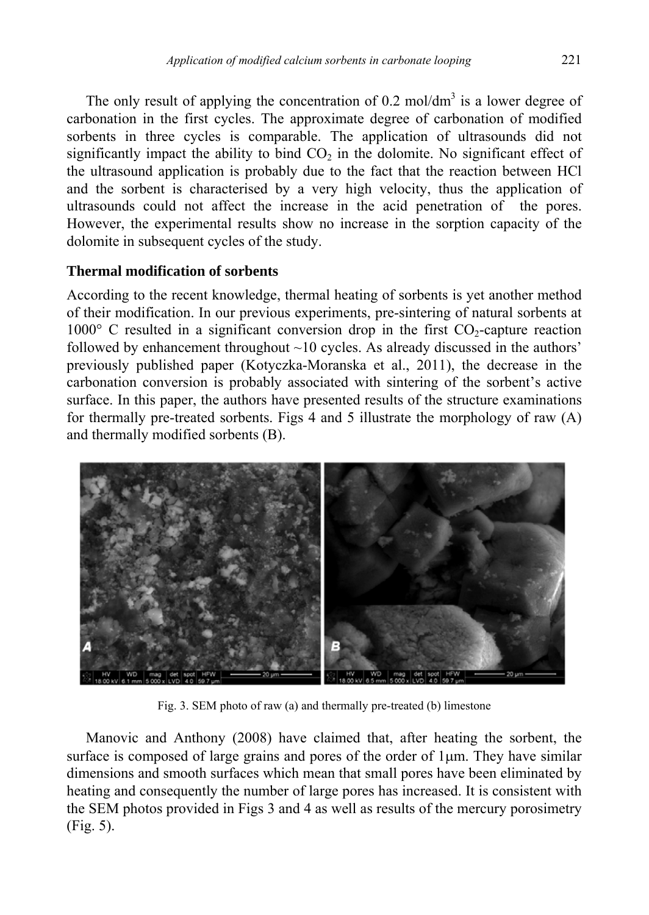The only result of applying the concentration of 0.2 mol/dm$^3$ is a lower degree of carbonation in the first cycles. The approximate degree of carbonation of modified sorbents in three cycles is comparable. The application of ultrasounds did not significantly impact the ability to bind $CO_2$ in the dolomite. No significant effect of the ultrasound application is probably due to the fact that the reaction between HCl and the sorbent is characterised by a very high velocity, thus the application of ultrasounds could not affect the increase in the acid penetration of the pores. However, the experimental results show no increase in the sorption capacity of the dolomite in subsequent cycles of the study.

### Thermal modification of sorbents

According to the recent knowledge, thermal heating of sorbents is yet another method of their modification. In our previous experiments, pre-sintering of natural sorbents at 1000° C resulted in a significant conversion drop in the first $CO_2$-capture reaction followed by enhancement throughout ~10 cycles. As already discussed in the authors' previously published paper (Kotyczka-Moranska et al., 2011), the decrease in the carbonation conversion is probably associated with sintering of the sorbent's active surface. In this paper, the authors have presented results of the structure examinations for thermally pre-treated sorbents. Figs 4 and 5 illustrate the morphology of raw (A) and thermally modified sorbents (B).

Fig. 3. SEM photo of raw (a) and thermally pre-treated (b) limestone

Manovic and Anthony (2008) have claimed that, after heating the sorbent, the surface is composed of large grains and pores of the order of 1μm. They have similar dimensions and smooth surfaces which mean that small pores have been eliminated by heating and consequently the number of large pores has increased. It is consistent with the SEM photos provided in Figs 3 and 4 as well as results of the mercury porosimetry (Fig. 5).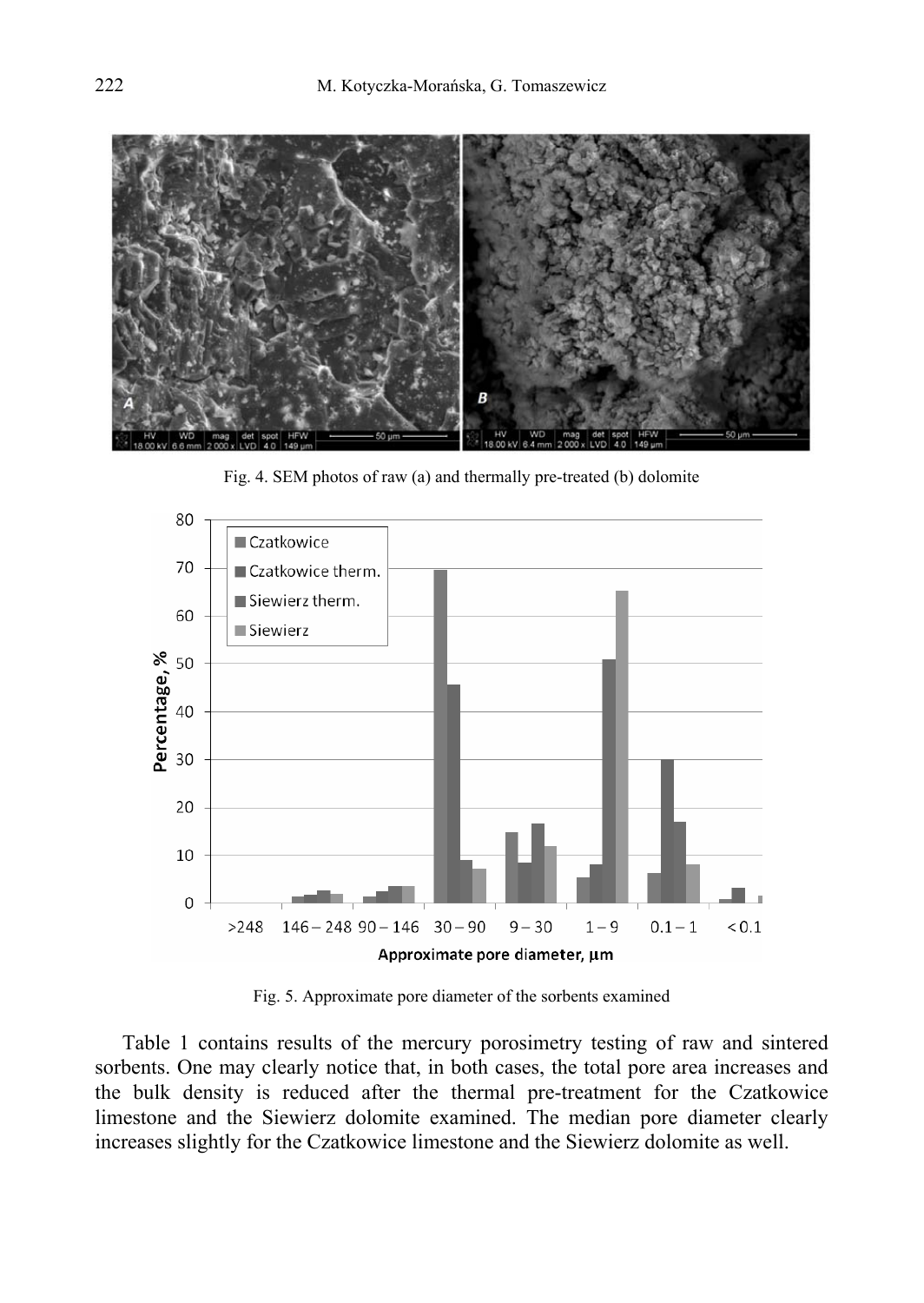Fig. 4. SEM photos of raw (a) and thermally pre-treated (b) dolomite

Fig. 5. Approximate pore diameter of the sorbents examined

Table 1 contains results of the mercury porosimetry testing of raw and sintered sorbents. One may clearly notice that, in both cases, the total pore area increases and the bulk density is reduced after the thermal pre-treatment for the Czatkowice limestone and the Siewierz dolomite examined. The median pore diameter clearly increases slightly for the Czatkowice limestone and the Siewierz dolomite as well.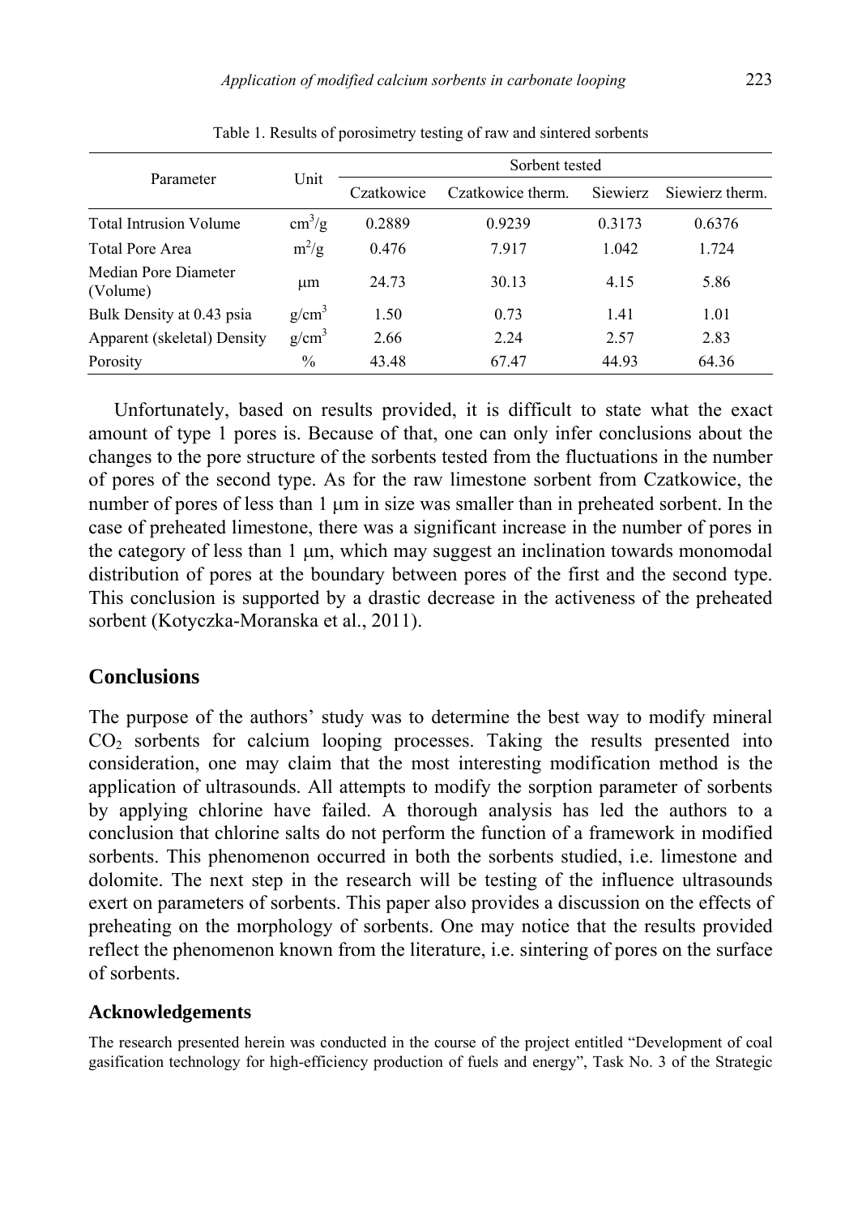Table 1. Results of porosimetry testing of raw and sintered sorbents

| Parameter | Unit | Sorbent tested | | | |
|---|---|---|---|---|---|
| | | Czatkowice | Czatkowice therm. | Siewierz | Siewierz therm. |
| Total Intrusion Volume | $cm^3/g$ | 0.2889 | 0.9239 | 0.3173 | 0.6376 |
| Total Pore Area | $m^2/g$ | 0.476 | 7.917 | 1.042 | 1.724 |
| Median Pore Diameter (Volume) | μm | 24.73 | 30.13 | 4.15 | 5.86 |
| Bulk Density at 0.43 psia | $g/cm^3$ | 1.50 | 0.73 | 1.41 | 1.01 |
| Apparent (skeletal) Density | $g/cm^3$ | 2.66 | 2.24 | 2.57 | 2.83 |
| Porosity | % | 43.48 | 67.47 | 44.93 | 64.36 |

Unfortunately, based on results provided, it is difficult to state what the exact amount of type 1 pores is. Because of that, one can only infer conclusions about the changes to the pore structure of the sorbents tested from the fluctuations in the number of pores of the second type. As for the raw limestone sorbent from Czatkowice, the number of pores of less than 1 μm in size was smaller than in preheated sorbent. In the case of preheated limestone, there was a significant increase in the number of pores in the category of less than 1 μm, which may suggest an inclination towards monomodal distribution of pores at the boundary between pores of the first and the second type. This conclusion is supported by a drastic decrease in the activeness of the preheated sorbent (Kotyczka-Moranska et al., 2011).

## Conclusions

The purpose of the authors' study was to determine the best way to modify mineral $CO_2$ sorbents for calcium looping processes. Taking the results presented into consideration, one may claim that the most interesting modification method is the application of ultrasounds. All attempts to modify the sorption parameter of sorbents by applying chlorine have failed. A thorough analysis has led the authors to a conclusion that chlorine salts do not perform the function of a framework in modified sorbents. This phenomenon occurred in both the sorbents studied, i.e. limestone and dolomite. The next step in the research will be testing of the influence ultrasounds exert on parameters of sorbents. This paper also provides a discussion on the effects of preheating on the morphology of sorbents. One may notice that the results provided reflect the phenomenon known from the literature, i.e. sintering of pores on the surface of sorbents.

### Acknowledgements

The research presented herein was conducted in the course of the project entitled "Development of coal gasification technology for high-efficiency production of fuels and energy", Task No. 3 of the Strategic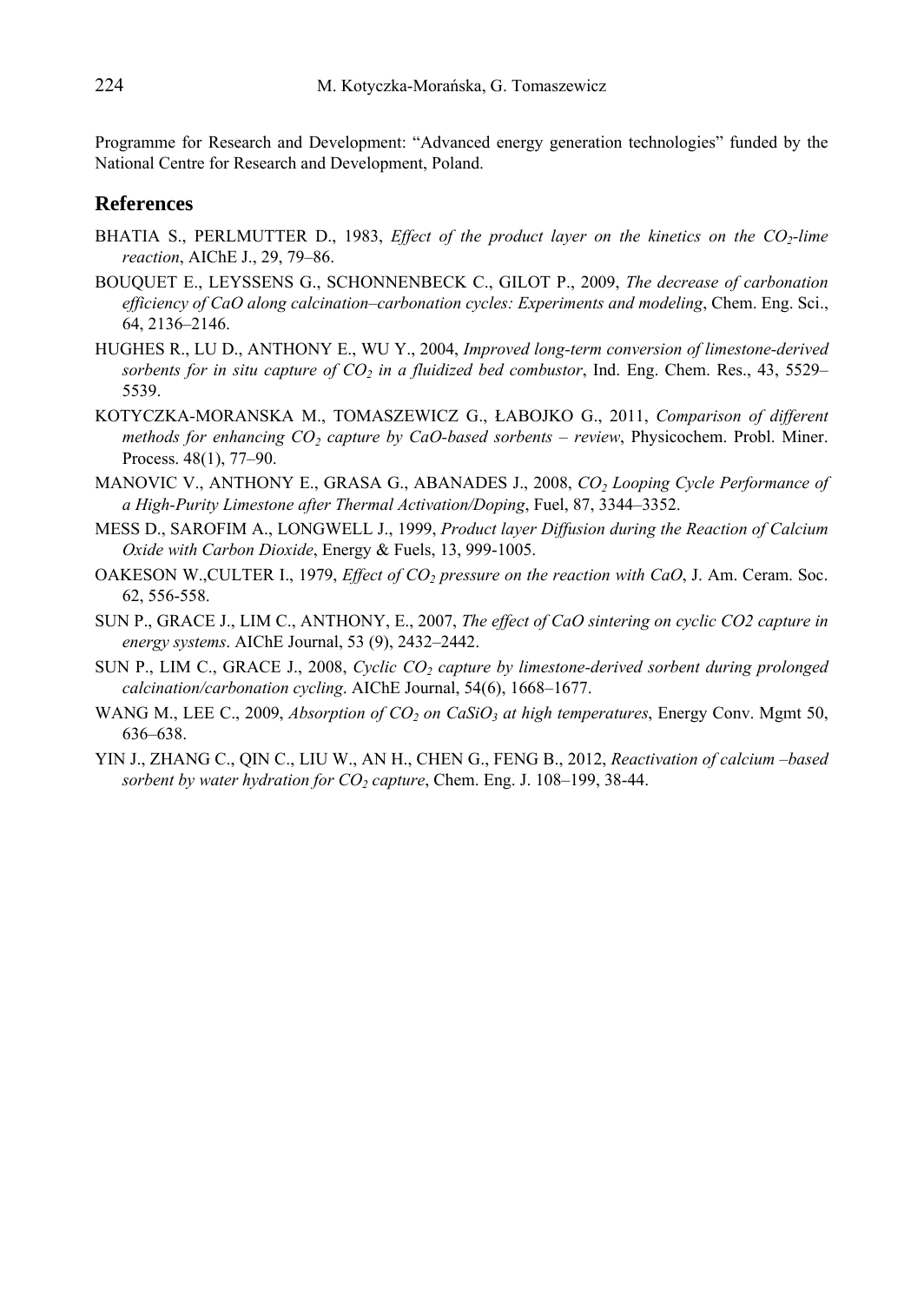Programme for Research and Development: "Advanced energy generation technologies" funded by the National Centre for Research and Development, Poland.

## References

BHATIA S., PERLMUTTER D., 1983, *Effect of the product layer on the kinetics on the $CO_2$-lime reaction*, AIChE J., 29, 79–86.

BOUQUET E., LEYSSENS G., SCHONNENBECK C., GILOT P., 2009, *The decrease of carbonation efficiency of CaO along calcination–carbonation cycles: Experiments and modeling*, Chem. Eng. Sci., 64, 2136–2146.

HUGHES R., LU D., ANTHONY E., WU Y., 2004, *Improved long-term conversion of limestone-derived sorbents for in situ capture of $CO_2$ in a fluidized bed combustor*, Ind. Eng. Chem. Res., 43, 5529–5539.

KOTYCZKA-MORANSKA M., TOMASZEWICZ G., ŁABOJKO G., 2011, *Comparison of different methods for enhancing $CO_2$ capture by CaO-based sorbents – review*, Physicochem. Probl. Miner. Process. 48(1), 77–90.

MANOVIC V., ANTHONY E., GRASA G., ABANADES J., 2008, *$CO_2$ Looping Cycle Performance of a High-Purity Limestone after Thermal Activation/Doping*, Fuel, 87, 3344–3352.

MESS D., SAROFIM A., LONGWELL J., 1999, *Product layer Diffusion during the Reaction of Calcium Oxide with Carbon Dioxide*, Energy & Fuels, 13, 999-1005.

OAKESON W.,CULTER I., 1979, *Effect of $CO_2$ pressure on the reaction with CaO*, J. Am. Ceram. Soc. 62, 556-558.

SUN P., GRACE J., LIM C., ANTHONY, E., 2007, *The effect of CaO sintering on cyclic CO2 capture in energy systems*. AIChE Journal, 53 (9), 2432–2442.

SUN P., LIM C., GRACE J., 2008, *Cyclic $CO_2$ capture by limestone-derived sorbent during prolonged calcination/carbonation cycling*. AIChE Journal, 54(6), 1668–1677.

WANG M., LEE C., 2009, *Absorption of $CO_2$ on $CaSiO_3$ at high temperatures*, Energy Conv. Mgmt 50, 636–638.

YIN J., ZHANG C., QIN C., LIU W., AN H., CHEN G., FENG B., 2012, *Reactivation of calcium –based sorbent by water hydration for $CO_2$ capture*, Chem. Eng. J. 108–199, 38-44.